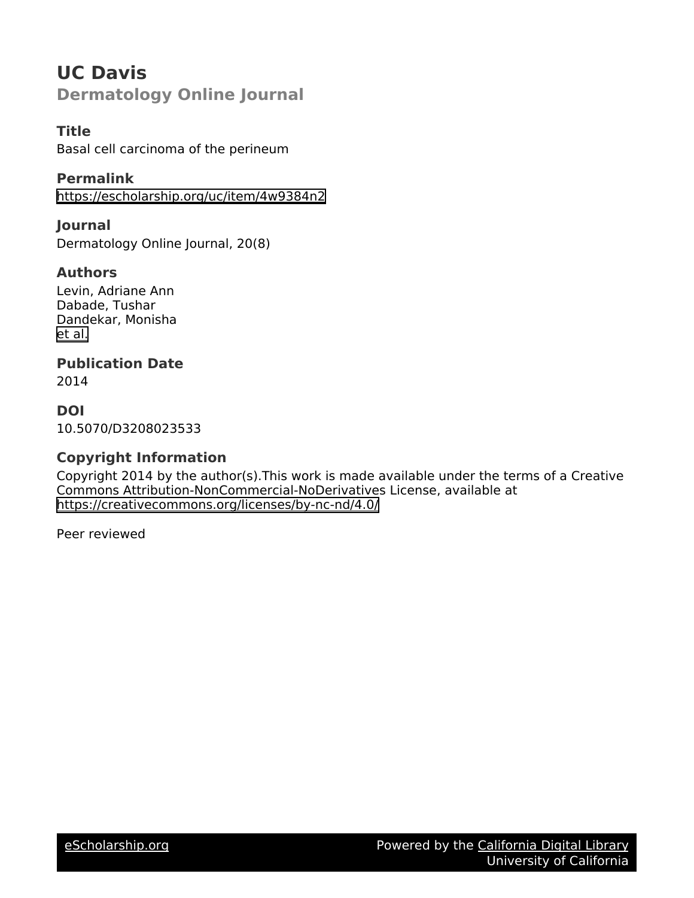# UC Davis

## Dermatology Online Journal

### Title

Basal cell carcinoma of the perineum

### Permalink

https://escholarship.org/uc/item/4w9384n2

### Journal

Dermatology Online Journal, 20(8)

### Authors

Levin, Adriane Ann
Dabade, Tushar
Dandekar, Monisha
et al.

### Publication Date

2014

### DOI

10.5070/D3208023533

### Copyright Information

Copyright 2014 by the author(s).This work is made available under the terms of a Creative Commons Attribution-NonCommercial-NoDerivatives License, available at https://creativecommons.org/licenses/by-nc-nd/4.0/

Peer reviewed

eScholarship.org Powered by the California Digital Library University of California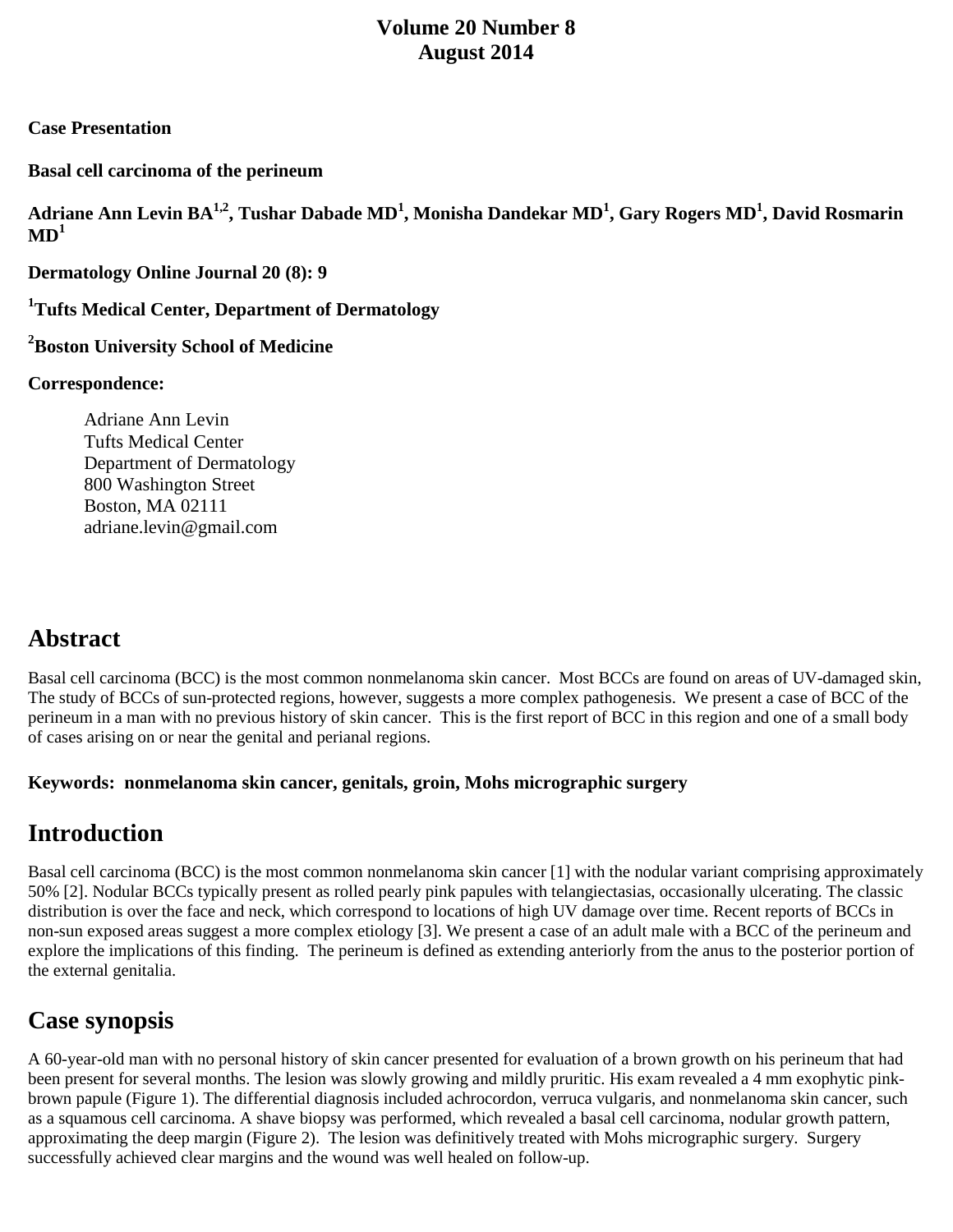**Volume 20 Number 8**
**August 2014**

**Case Presentation**

**Basal cell carcinoma of the perineum**

**Adriane Ann Levin BA[1,2], Tushar Dabade MD[1], Monisha Dandekar MD[1], Gary Rogers MD[1], David Rosmarin MD[1]**

**Dermatology Online Journal 20 (8): 9**

**[1]Tufts Medical Center, Department of Dermatology**

**[2]Boston University School of Medicine**

**Correspondence:**

Adriane Ann Levin
Tufts Medical Center
Department of Dermatology
800 Washington Street
Boston, MA 02111
adriane.levin@gmail.com

## Abstract

Basal cell carcinoma (BCC) is the most common nonmelanoma skin cancer. Most BCCs are found on areas of UV-damaged skin, The study of BCCs of sun-protected regions, however, suggests a more complex pathogenesis. We present a case of BCC of the perineum in a man with no previous history of skin cancer. This is the first report of BCC in this region and one of a small body of cases arising on or near the genital and perianal regions.

**Keywords: nonmelanoma skin cancer, genitals, groin, Mohs micrographic surgery**

## Introduction

Basal cell carcinoma (BCC) is the most common nonmelanoma skin cancer [1] with the nodular variant comprising approximately 50% [2]. Nodular BCCs typically present as rolled pearly pink papules with telangiectasias, occasionally ulcerating. The classic distribution is over the face and neck, which correspond to locations of high UV damage over time. Recent reports of BCCs in non-sun exposed areas suggest a more complex etiology [3]. We present a case of an adult male with a BCC of the perineum and explore the implications of this finding. The perineum is defined as extending anteriorly from the anus to the posterior portion of the external genitalia.

## Case synopsis

A 60-year-old man with no personal history of skin cancer presented for evaluation of a brown growth on his perineum that had been present for several months. The lesion was slowly growing and mildly pruritic. His exam revealed a 4 mm exophytic pink-brown papule (Figure 1). The differential diagnosis included achrocordon, verruca vulgaris, and nonmelanoma skin cancer, such as a squamous cell carcinoma. A shave biopsy was performed, which revealed a basal cell carcinoma, nodular growth pattern, approximating the deep margin (Figure 2). The lesion was definitively treated with Mohs micrographic surgery. Surgery successfully achieved clear margins and the wound was well healed on follow-up.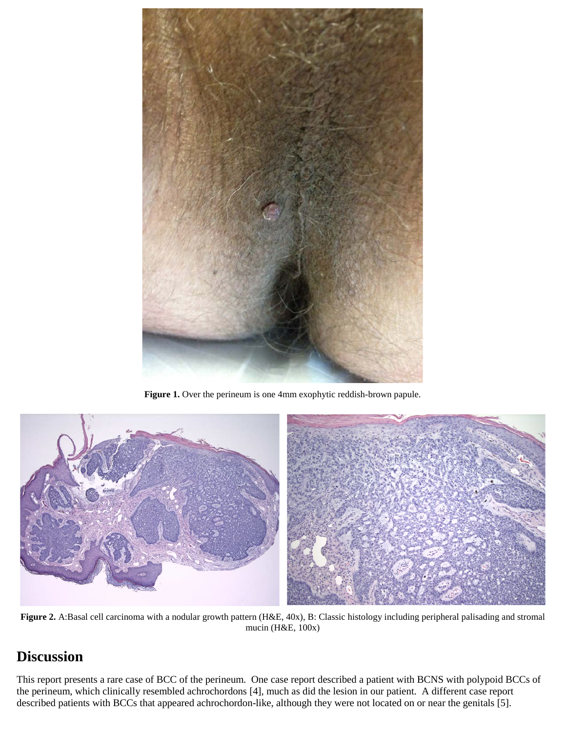**Figure 1.** Over the perineum is one 4mm exophytic reddish-brown papule.

**Figure 2.** A:Basal cell carcinoma with a nodular growth pattern (H&E, 40x), B: Classic histology including peripheral palisading and stromal mucin (H&E, 100x)

## Discussion

This report presents a rare case of BCC of the perineum. One case report described a patient with BCNS with polypoid BCCs of the perineum, which clinically resembled achrochordons [4], much as did the lesion in our patient. A different case report described patients with BCCs that appeared achrochordon-like, although they were not located on or near the genitals [5].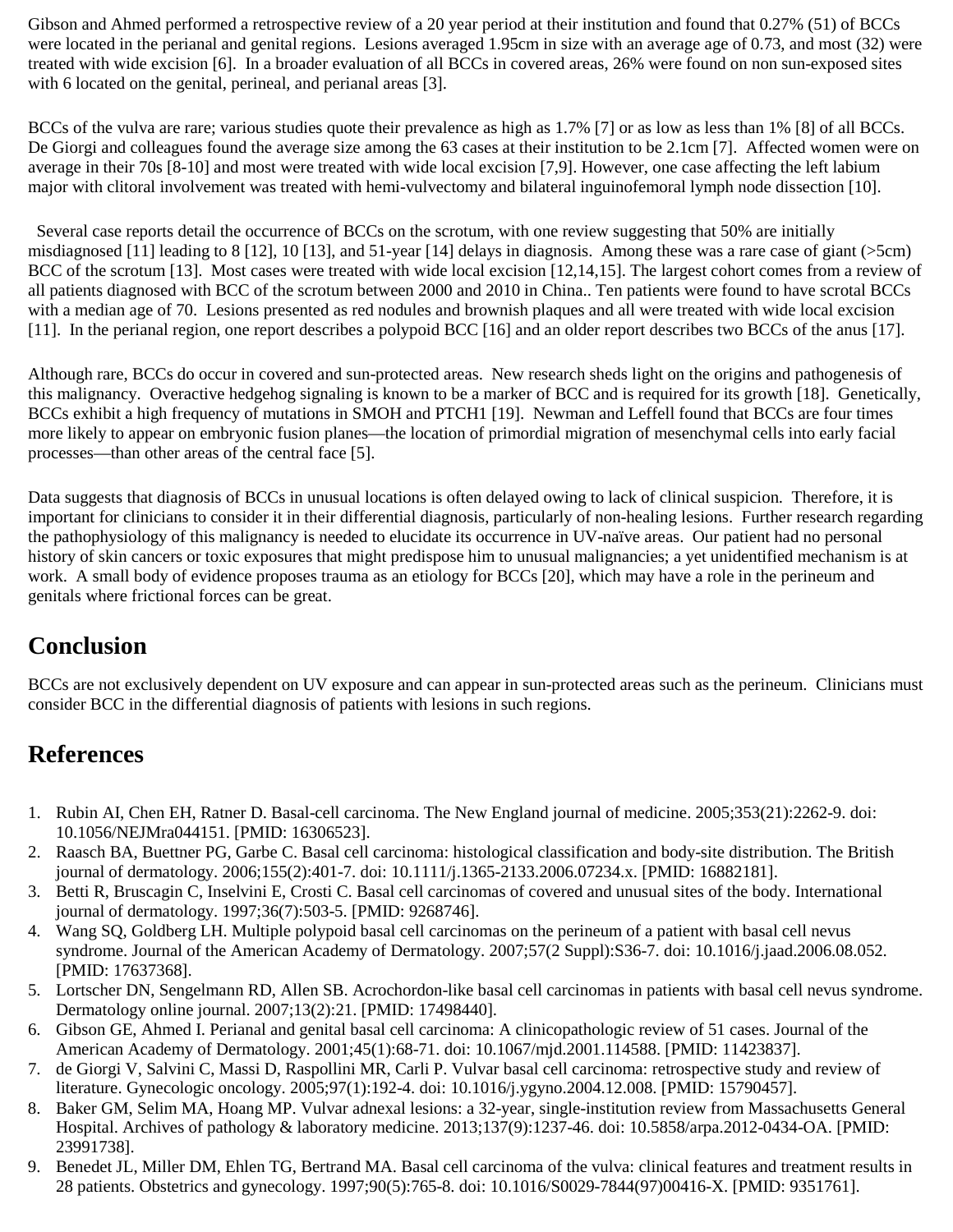Gibson and Ahmed performed a retrospective review of a 20 year period at their institution and found that 0.27% (51) of BCCs were located in the perianal and genital regions. Lesions averaged 1.95cm in size with an average age of 0.73, and most (32) were treated with wide excision [6]. In a broader evaluation of all BCCs in covered areas, 26% were found on non sun-exposed sites with 6 located on the genital, perineal, and perianal areas [3].

BCCs of the vulva are rare; various studies quote their prevalence as high as 1.7% [7] or as low as less than 1% [8] of all BCCs. De Giorgi and colleagues found the average size among the 63 cases at their institution to be 2.1cm [7]. Affected women were on average in their 70s [8-10] and most were treated with wide local excision [7,9]. However, one case affecting the left labium major with clitoral involvement was treated with hemi-vulvectomy and bilateral inguinofemoral lymph node dissection [10].

Several case reports detail the occurrence of BCCs on the scrotum, with one review suggesting that 50% are initially misdiagnosed [11] leading to 8 [12], 10 [13], and 51-year [14] delays in diagnosis. Among these was a rare case of giant (>5cm) BCC of the scrotum [13]. Most cases were treated with wide local excision [12,14,15]. The largest cohort comes from a review of all patients diagnosed with BCC of the scrotum between 2000 and 2010 in China.. Ten patients were found to have scrotal BCCs with a median age of 70. Lesions presented as red nodules and brownish plaques and all were treated with wide local excision [11]. In the perianal region, one report describes a polypoid BCC [16] and an older report describes two BCCs of the anus [17].

Although rare, BCCs do occur in covered and sun-protected areas. New research sheds light on the origins and pathogenesis of this malignancy. Overactive hedgehog signaling is known to be a marker of BCC and is required for its growth [18]. Genetically, BCCs exhibit a high frequency of mutations in SMOH and PTCH1 [19]. Newman and Leffell found that BCCs are four times more likely to appear on embryonic fusion planes—the location of primordial migration of mesenchymal cells into early facial processes—than other areas of the central face [5].

Data suggests that diagnosis of BCCs in unusual locations is often delayed owing to lack of clinical suspicion. Therefore, it is important for clinicians to consider it in their differential diagnosis, particularly of non-healing lesions. Further research regarding the pathophysiology of this malignancy is needed to elucidate its occurrence in UV-naïve areas. Our patient had no personal history of skin cancers or toxic exposures that might predispose him to unusual malignancies; a yet unidentified mechanism is at work. A small body of evidence proposes trauma as an etiology for BCCs [20], which may have a role in the perineum and genitals where frictional forces can be great.

## Conclusion

BCCs are not exclusively dependent on UV exposure and can appear in sun-protected areas such as the perineum. Clinicians must consider BCC in the differential diagnosis of patients with lesions in such regions.

## References

1. Rubin AI, Chen EH, Ratner D. Basal-cell carcinoma. The New England journal of medicine. 2005;353(21):2262-9. doi: 10.1056/NEJMra044151. [PMID: 16306523].
2. Raasch BA, Buettner PG, Garbe C. Basal cell carcinoma: histological classification and body-site distribution. The British journal of dermatology. 2006;155(2):401-7. doi: 10.1111/j.1365-2133.2006.07234.x. [PMID: 16882181].
3. Betti R, Bruscagin C, Inselvini E, Crosti C. Basal cell carcinomas of covered and unusual sites of the body. International journal of dermatology. 1997;36(7):503-5. [PMID: 9268746].
4. Wang SQ, Goldberg LH. Multiple polypoid basal cell carcinomas on the perineum of a patient with basal cell nevus syndrome. Journal of the American Academy of Dermatology. 2007;57(2 Suppl):S36-7. doi: 10.1016/j.jaad.2006.08.052. [PMID: 17637368].
5. Lortscher DN, Sengelmann RD, Allen SB. Acrochordon-like basal cell carcinomas in patients with basal cell nevus syndrome. Dermatology online journal. 2007;13(2):21. [PMID: 17498440].
6. Gibson GE, Ahmed I. Perianal and genital basal cell carcinoma: A clinicopathologic review of 51 cases. Journal of the American Academy of Dermatology. 2001;45(1):68-71. doi: 10.1067/mjd.2001.114588. [PMID: 11423837].
7. de Giorgi V, Salvini C, Massi D, Raspollini MR, Carli P. Vulvar basal cell carcinoma: retrospective study and review of literature. Gynecologic oncology. 2005;97(1):192-4. doi: 10.1016/j.ygyno.2004.12.008. [PMID: 15790457].
8. Baker GM, Selim MA, Hoang MP. Vulvar adnexal lesions: a 32-year, single-institution review from Massachusetts General Hospital. Archives of pathology & laboratory medicine. 2013;137(9):1237-46. doi: 10.5858/arpa.2012-0434-OA. [PMID: 23991738].
9. Benedet JL, Miller DM, Ehlen TG, Bertrand MA. Basal cell carcinoma of the vulva: clinical features and treatment results in 28 patients. Obstetrics and gynecology. 1997;90(5):765-8. doi: 10.1016/S0029-7844(97)00416-X. [PMID: 9351761].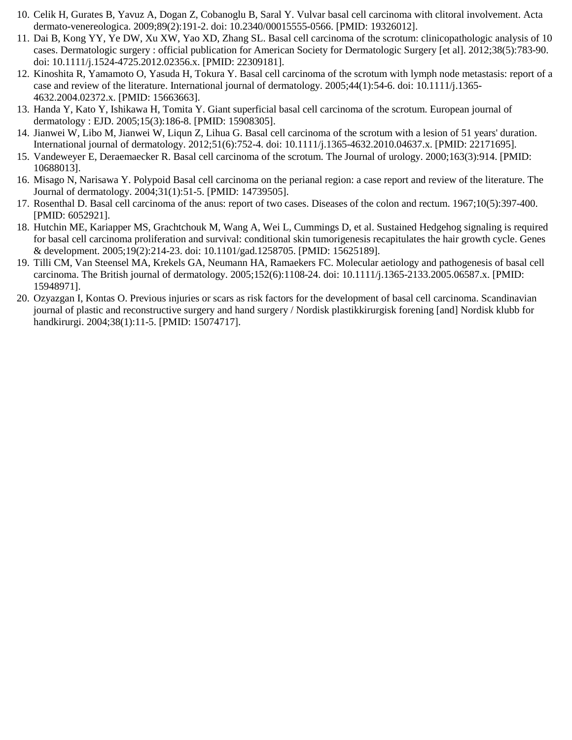10. Celik H, Gurates B, Yavuz A, Dogan Z, Cobanoglu B, Saral Y. Vulvar basal cell carcinoma with clitoral involvement. Acta dermato-venereologica. 2009;89(2):191-2. doi: 10.2340/00015555-0566. [PMID: 19326012].
11. Dai B, Kong YY, Ye DW, Xu XW, Yao XD, Zhang SL. Basal cell carcinoma of the scrotum: clinicopathologic analysis of 10 cases. Dermatologic surgery : official publication for American Society for Dermatologic Surgery [et al]. 2012;38(5):783-90. doi: 10.1111/j.1524-4725.2012.02356.x. [PMID: 22309181].
12. Kinoshita R, Yamamoto O, Yasuda H, Tokura Y. Basal cell carcinoma of the scrotum with lymph node metastasis: report of a case and review of the literature. International journal of dermatology. 2005;44(1):54-6. doi: 10.1111/j.1365-4632.2004.02372.x. [PMID: 15663663].
13. Handa Y, Kato Y, Ishikawa H, Tomita Y. Giant superficial basal cell carcinoma of the scrotum. European journal of dermatology : EJD. 2005;15(3):186-8. [PMID: 15908305].
14. Jianwei W, Libo M, Jianwei W, Liqun Z, Lihua G. Basal cell carcinoma of the scrotum with a lesion of 51 years' duration. International journal of dermatology. 2012;51(6):752-4. doi: 10.1111/j.1365-4632.2010.04637.x. [PMID: 22171695].
15. Vandeweyer E, Deraemaecker R. Basal cell carcinoma of the scrotum. The Journal of urology. 2000;163(3):914. [PMID: 10688013].
16. Misago N, Narisawa Y. Polypoid Basal cell carcinoma on the perianal region: a case report and review of the literature. The Journal of dermatology. 2004;31(1):51-5. [PMID: 14739505].
17. Rosenthal D. Basal cell carcinoma of the anus: report of two cases. Diseases of the colon and rectum. 1967;10(5):397-400. [PMID: 6052921].
18. Hutchin ME, Kariapper MS, Grachtchouk M, Wang A, Wei L, Cummings D, et al. Sustained Hedgehog signaling is required for basal cell carcinoma proliferation and survival: conditional skin tumorigenesis recapitulates the hair growth cycle. Genes & development. 2005;19(2):214-23. doi: 10.1101/gad.1258705. [PMID: 15625189].
19. Tilli CM, Van Steensel MA, Krekels GA, Neumann HA, Ramaekers FC. Molecular aetiology and pathogenesis of basal cell carcinoma. The British journal of dermatology. 2005;152(6):1108-24. doi: 10.1111/j.1365-2133.2005.06587.x. [PMID: 15948971].
20. Ozyazgan I, Kontas O. Previous injuries or scars as risk factors for the development of basal cell carcinoma. Scandinavian journal of plastic and reconstructive surgery and hand surgery / Nordisk plastikkirurgisk forening [and] Nordisk klubb for handkirurgi. 2004;38(1):11-5. [PMID: 15074717].